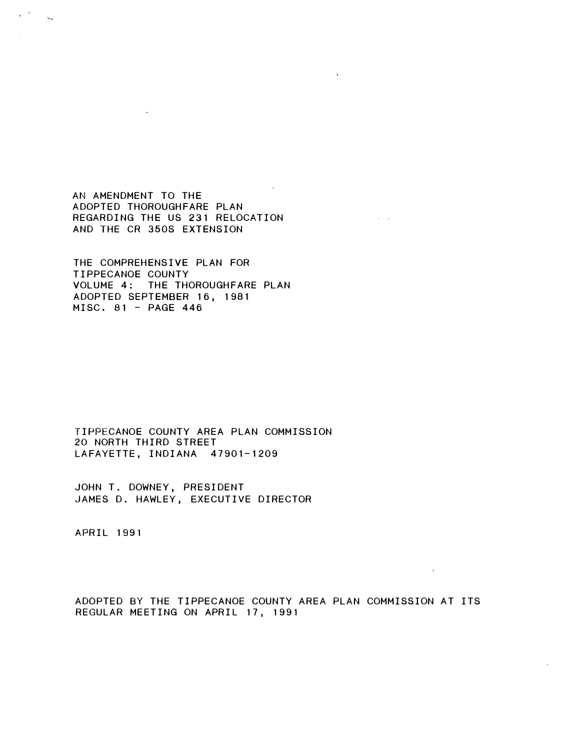# AN AMENDMENT TO THE ADOPTED THOROUGHFARE PLAN REGARDING THE US 231 RELOCATION AND THE CR 350S EXTENSION

THE COMPREHENSIVE PLAN FOR
TIPPECANOE COUNTY
VOLUME 4: THE THOROUGHFARE PLAN
ADOPTED SEPTEMBER 16, 1981
MISC. 81 - PAGE 446

TIPPECANOE COUNTY AREA PLAN COMMISSION
20 NORTH THIRD STREET
LAFAYETTE, INDIANA 47901-1209

JOHN T. DOWNEY, PRESIDENT
JAMES D. HAWLEY, EXECUTIVE DIRECTOR

APRIL 1991

ADOPTED BY THE TIPPECANOE COUNTY AREA PLAN COMMISSION AT ITS REGULAR MEETING ON APRIL 17, 1991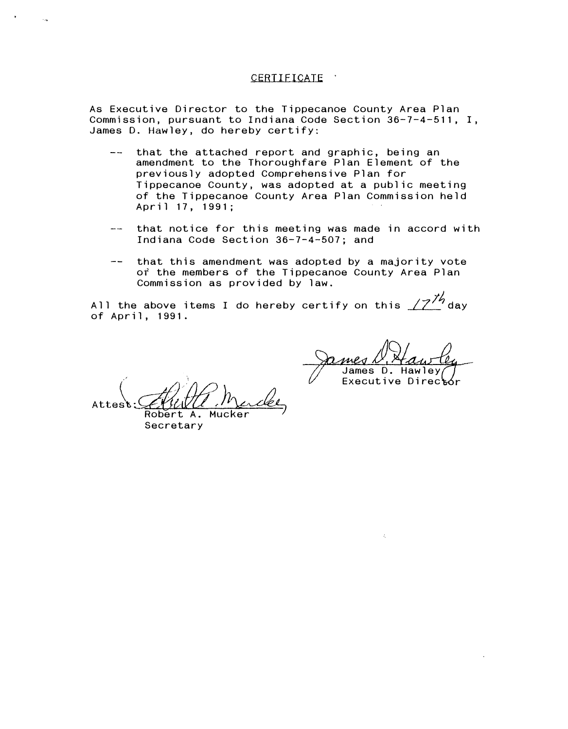# CERTIFICATE

As Executive Director to the Tippecanoe County Area Plan Commission, pursuant to Indiana Code Section 36-7-4-511, I, James D. Hawley, do hereby certify:

-- that the attached report and graphic, being an amendment to the Thoroughfare Plan Element of the previously adopted Comprehensive Plan for Tippecanoe County, was adopted at a public meeting of the Tippecanoe County Area Plan Commission held April 17, 1991;

-- that notice for this meeting was made in accord with Indiana Code Section 36-7-4-507; and

-- that this amendment was adopted by a majority vote of the members of the Tippecanoe County Area Plan Commission as provided by law.

All the above items I do hereby certify on this 17th day of April, 1991.

James D. Hawley
Executive Director

Attest:
Robert A. Mucker
Secretary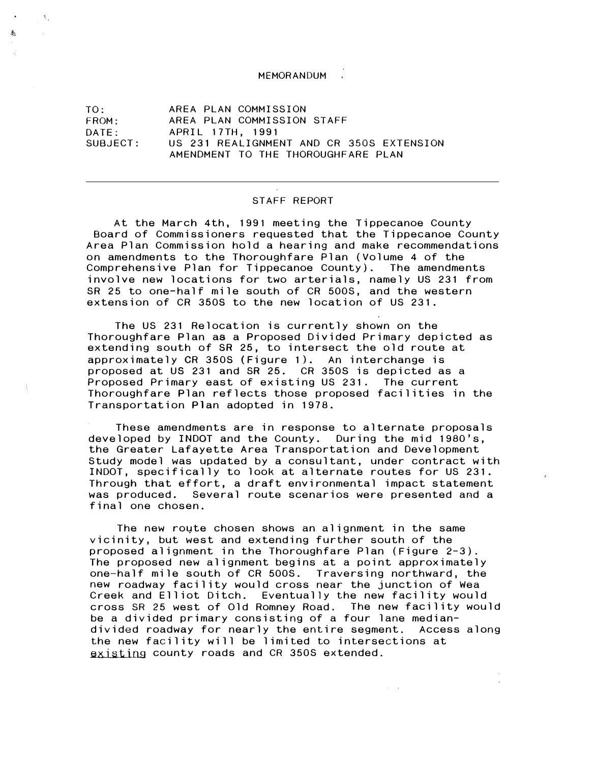MEMORANDUM

TO: AREA PLAN COMMISSION
FROM: AREA PLAN COMMISSION STAFF
DATE: APRIL 17TH, 1991
SUBJECT: US 231 REALIGNMENT AND CR 350S EXTENSION AMENDMENT TO THE THOROUGHFARE PLAN

---

STAFF REPORT

At the March 4th, 1991 meeting the Tippecanoe County Board of Commissioners requested that the Tippecanoe County Area Plan Commission hold a hearing and make recommendations on amendments to the Thoroughfare Plan (Volume 4 of the Comprehensive Plan for Tippecanoe County). The amendments involve new locations for two arterials, namely US 231 from SR 25 to one-half mile south of CR 500S, and the western extension of CR 350S to the new location of US 231.

The US 231 Relocation is currently shown on the Thoroughfare Plan as a Proposed Divided Primary depicted as extending south of SR 25, to intersect the old route at approximately CR 350S (Figure 1). An interchange is proposed at US 231 and SR 25. CR 350S is depicted as a Proposed Primary east of existing US 231. The current Thoroughfare Plan reflects those proposed facilities in the Transportation Plan adopted in 1978.

These amendments are in response to alternate proposals developed by INDOT and the County. During the mid 1980's, the Greater Lafayette Area Transportation and Development Study model was updated by a consultant, under contract with INDOT, specifically to look at alternate routes for US 231. Through that effort, a draft environmental impact statement was produced. Several route scenarios were presented and a final one chosen.

The new route chosen shows an alignment in the same vicinity, but west and extending further south of the proposed alignment in the Thoroughfare Plan (Figure 2-3). The proposed new alignment begins at a point approximately one-half mile south of CR 500S. Traversing northward, the new roadway facility would cross near the junction of Wea Creek and Elliot Ditch. Eventually the new facility would cross SR 25 west of Old Romney Road. The new facility would be a divided primary consisting of a four lane median-divided roadway for nearly the entire segment. Access along the new facility will be limited to intersections at existing county roads and CR 350S extended.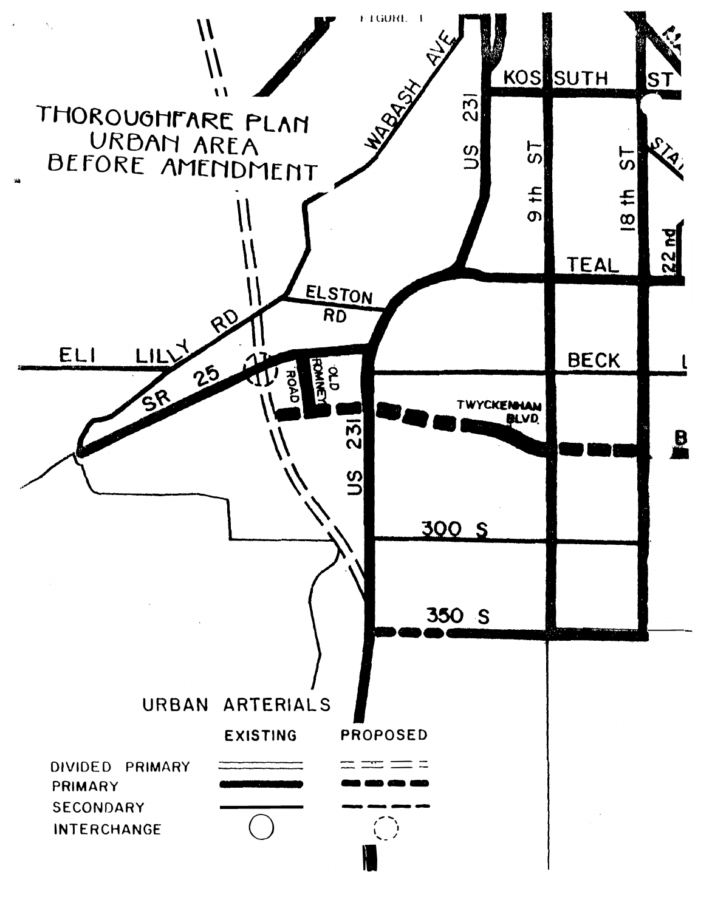FIGURE 1

# THOROUGHFARE PLAN URBAN AREA BEFORE AMENDMENT

KOSSUTH ST

WABASH AVE

US 231

9th ST

18th ST

STATE

22nd

TEAL

ELSTON RD

ELI LILLY RD

BECK

SR 25

OLD ROMNEY ROAD

TWYCKENHAM BLVD.

300 S

350 S

## URBAN ARTERIALS

| | EXISTING | PROPOSED |
|---|---|---|
| DIVIDED PRIMARY | | |
| PRIMARY | | |
| SECONDARY | | |
| INTERCHANGE | | |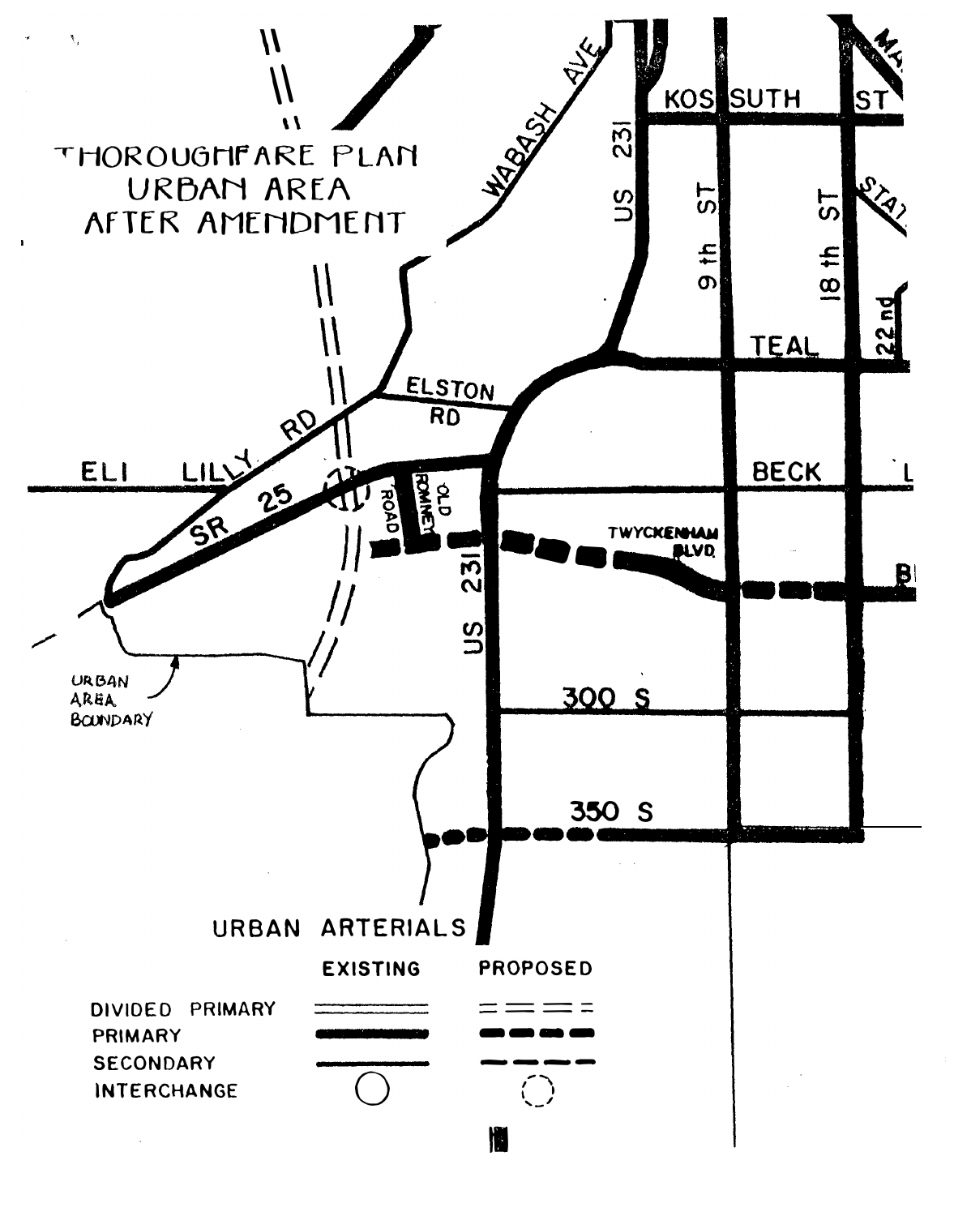# THOROUGHFARE PLAN URBAN AREA AFTER AMENDMENT

WABASH AVE

KOSSUTH ST

US 231

9th ST

18th ST

STAT

22nd

TEAL

ELSTON RD

ELI LILLY RD

SR 25

BECK L

OLD ROMNEY ROAD

TWYCKENHAM BLVD.

B

US 231

URBAN AREA BOUNDARY

300 S

350 S

URBAN ARTERIALS

| | EXISTING | PROPOSED |
|---|---|---|
| DIVIDED PRIMARY | | |
| PRIMARY | | |
| SECONDARY | | |
| INTERCHANGE | | |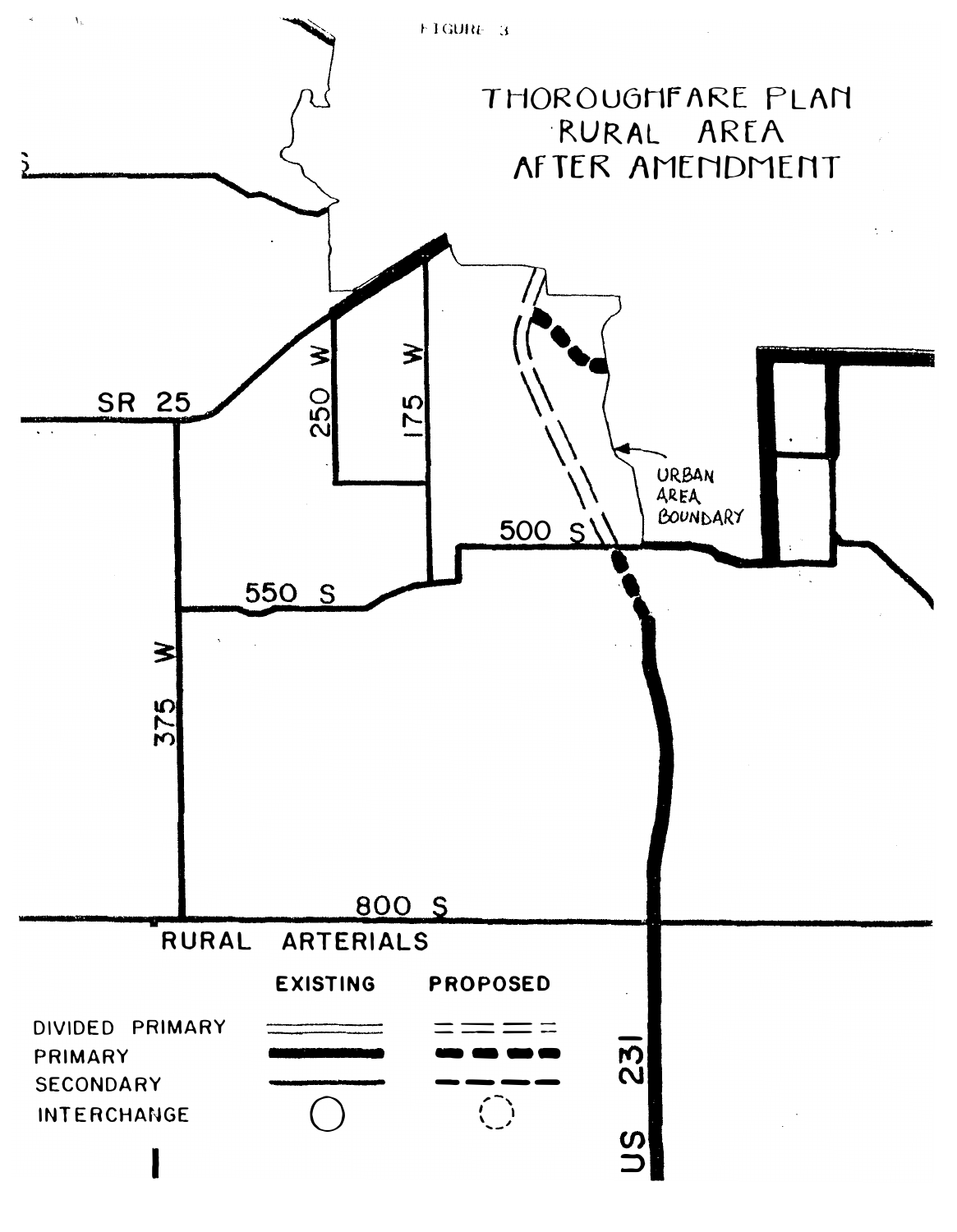FIGURE 3

# THOROUGHFARE PLAN RURAL AREA AFTER AMENDMENT

SR 25

250 W

175 W

URBAN AREA BOUNDARY

500 S

550 S

375 W

800 S

US 231

RURAL ARTERIALS

| | EXISTING | PROPOSED |
|---|---|---|
| DIVIDED PRIMARY | | |
| PRIMARY | | |
| SECONDARY | | |
| INTERCHANGE | | |